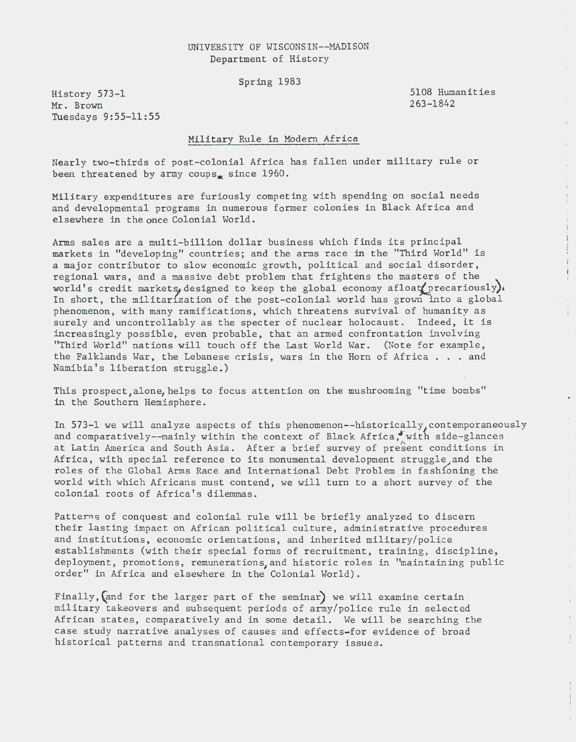UNIVERSITY OF WISCONSIN--MADISON
Department of History

Spring 1983

History 573-1
Mr. Brown
Tuesdays 9:55-11:55

5108 Humanities
263-1842

## Military Rule in Modern Africa

Nearly two-thirds of post-colonial Africa has fallen under military rule or been threatened by army coups, since 1960.

Military expenditures are furiously competing with spending on social needs and developmental programs in numerous former colonies in Black Africa and elsewhere in the once Colonial World.

Arms sales are a multi-billion dollar business which finds its principal markets in "developing" countries; and the arms race in the "Third World" is a major contributor to slow economic growth, political and social disorder, regional wars, and a massive debt problem that frightens the masters of the world's credit markets, designed to keep the global economy afloat (precariously). In short, the militarization of the post-colonial world has grown into a global phenomenon, with many ramifications, which threatens survival of humanity as surely and uncontrollably as the specter of nuclear holocaust. Indeed, it is increasingly possible, even probable, that an armed confrontation involving "Third World" nations will touch off the Last World War. (Note for example, the Falklands War, the Lebanese crisis, wars in the Horn of Africa . . . and Namibia's liberation struggle.)

This prospect, alone, helps to focus attention on the mushrooming "time bombs" in the Southern Hemisphere.

In 573-1 we will analyze aspects of this phenomenon--historically, contemporaneously and comparatively--mainly within the context of Black Africa, with side-glances at Latin America and South Asia. After a brief survey of present conditions in Africa, with special reference to its monumental development struggle, and the roles of the Global Arms Race and International Debt Problem in fashioning the world with which Africans must contend, we will turn to a short survey of the colonial roots of Africa's dilemmas.

Patterns of conquest and colonial rule will be briefly analyzed to discern their lasting impact on African political culture, administrative procedures and institutions, economic orientations, and inherited military/police establishments (with their special forms of recruitment, training, discipline, deployment, promotions, remunerations, and historic roles in "maintaining public order" in Africa and elsewhere in the Colonial World).

Finally, (and for the larger part of the seminar) we will examine certain military takeovers and subsequent periods of army/police rule in selected African states, comparatively and in some detail. We will be searching the case study narrative analyses of causes and effects-for evidence of broad historical patterns and transnational contemporary issues.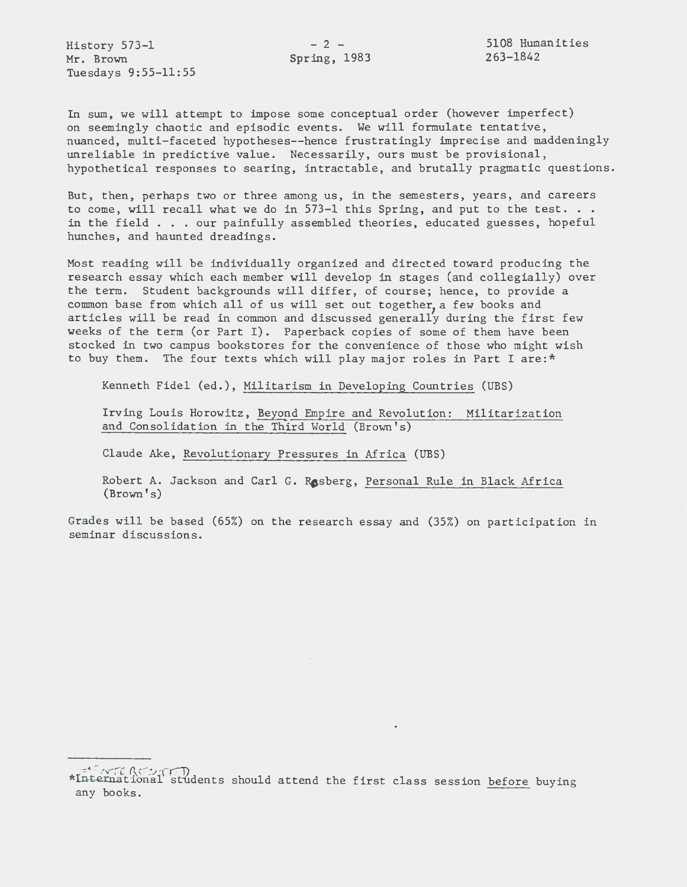In sum, we will attempt to impose some conceptual order (however imperfect) on seemingly chaotic and episodic events. We will formulate tentative, nuanced, multi-faceted hypotheses--hence frustratingly imprecise and maddeningly unreliable in predictive value. Necessarily, ours must be provisional, hypothetical responses to searing, intractable, and brutally pragmatic questions.

But, then, perhaps two or three among us, in the semesters, years, and careers to come, will recall what we do in 573-1 this Spring, and put to the test. . . in the field . . . our painfully assembled theories, educated guesses, hopeful hunches, and haunted dreadings.

Most reading will be individually organized and directed toward producing the research essay which each member will develop in stages (and collegially) over the term. Student backgrounds will differ, of course; hence, to provide a common base from which all of us will set out together, a few books and articles will be read in common and discussed generally during the first few weeks of the term (or Part I). Paperback copies of some of them have been stocked in two campus bookstores for the convenience of those who might wish to buy them. The four texts which will play major roles in Part I are:*

Kenneth Fidel (ed.), Militarism in Developing Countries (UBS)

Irving Louis Horowitz, Beyond Empire and Revolution: Militarization and Consolidation in the Third World (Brown's)

Claude Ake, Revolutionary Pressures in Africa (UBS)

Robert A. Jackson and Carl G. Rosberg, Personal Rule in Black Africa (Brown's)

Grades will be based (65%) on the research essay and (35%) on participation in seminar discussions.

---

*International students should attend the first class session before buying any books.